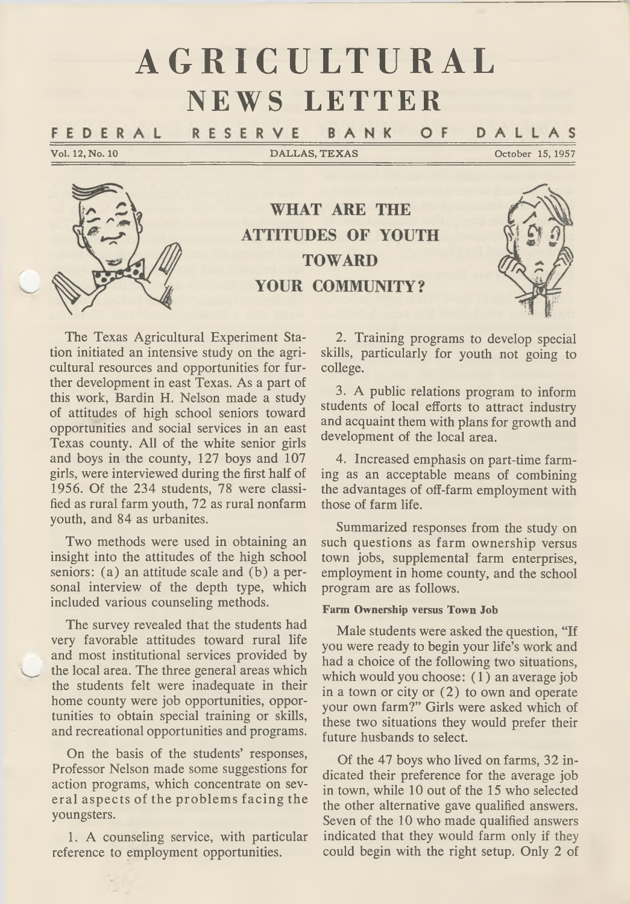# AGRICULTURAL NEWS LETTER

FEDERAL RESERVE BANK OF DALLAS

Vol. 12, No. 10 — DALLAS, TEXAS — October 15, 1957

## WHAT ARE THE ATTITUDES OF YOUTH TOWARD YOUR COMMUNITY?

The Texas Agricultural Experiment Station initiated an intensive study on the agricultural resources and opportunities for further development in east Texas. As a part of this work, Bardin H. Nelson made a study of attitudes of high school seniors toward opportunities and social services in an east Texas county. All of the white senior girls and boys in the county, 127 boys and 107 girls, were interviewed during the first half of 1956. Of the 234 students, 78 were classified as rural farm youth, 72 as rural nonfarm youth, and 84 as urbanites.

Two methods were used in obtaining an insight into the attitudes of the high school seniors: (a) an attitude scale and (b) a personal interview of the depth type, which included various counseling methods.

The survey revealed that the students had very favorable attitudes toward rural life and most institutional services provided by the local area. The three general areas which the students felt were inadequate in their home county were job opportunities, opportunities to obtain special training or skills, and recreational opportunities and programs.

On the basis of the students' responses, Professor Nelson made some suggestions for action programs, which concentrate on several aspects of the problems facing the youngsters.

1. A counseling service, with particular reference to employment opportunities.

2. Training programs to develop special skills, particularly for youth not going to college.

3. A public relations program to inform students of local efforts to attract industry and acquaint them with plans for growth and development of the local area.

4. Increased emphasis on part-time farming as an acceptable means of combining the advantages of off-farm employment with those of farm life.

Summarized responses from the study on such questions as farm ownership versus town jobs, supplemental farm enterprises, employment in home county, and the school program are as follows.

#### Farm Ownership versus Town Job

Male students were asked the question, "If you were ready to begin your life's work and had a choice of the following two situations, which would you choose: (1) an average job in a town or city or (2) to own and operate your own farm?" Girls were asked which of these two situations they would prefer their future husbands to select.

Of the 47 boys who lived on farms, 32 indicated their preference for the average job in town, while 10 out of the 15 who selected the other alternative gave qualified answers. Seven of the 10 who made qualified answers indicated that they would farm only if they could begin with the right setup. Only 2 of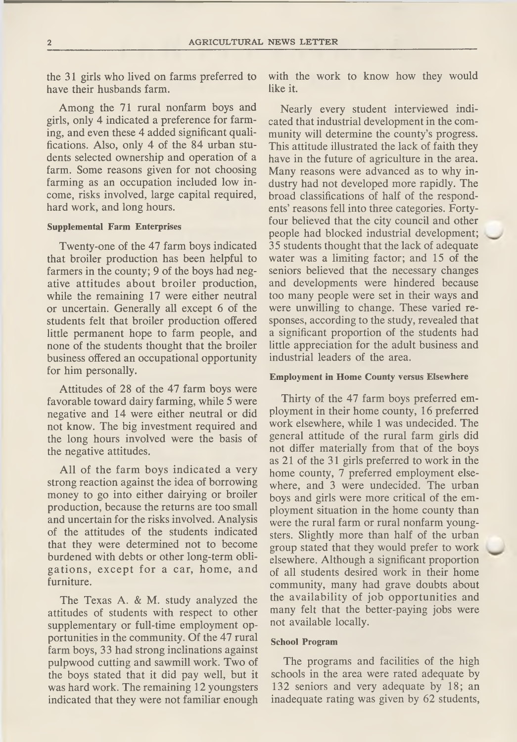the 31 girls who lived on farms preferred to have their husbands farm.

Among the 71 rural nonfarm boys and girls, only 4 indicated a preference for farming, and even these 4 added significant qualifications. Also, only 4 of the 84 urban students selected ownership and operation of a farm. Some reasons given for not choosing farming as an occupation included low income, risks involved, large capital required, hard work, and long hours.

#### Supplemental Farm Enterprises

Twenty-one of the 47 farm boys indicated that broiler production has been helpful to farmers in the county; 9 of the boys had negative attitudes about broiler production, while the remaining 17 were either neutral or uncertain. Generally all except 6 of the students felt that broiler production offered little permanent hope to farm people, and none of the students thought that the broiler business offered an occupational opportunity for him personally.

Attitudes of 28 of the 47 farm boys were favorable toward dairy farming, while 5 were negative and 14 were either neutral or did not know. The big investment required and the long hours involved were the basis of the negative attitudes.

All of the farm boys indicated a very strong reaction against the idea of borrowing money to go into either dairying or broiler production, because the returns are too small and uncertain for the risks involved. Analysis of the attitudes of the students indicated that they were determined not to become burdened with debts or other long-term obligations, except for a car, home, and furniture.

The Texas A. & M. study analyzed the attitudes of students with respect to other supplementary or full-time employment opportunities in the community. Of the 47 rural farm boys, 33 had strong inclinations against pulpwood cutting and sawmill work. Two of the boys stated that it did pay well, but it was hard work. The remaining 12 youngsters indicated that they were not familiar enough with the work to know how they would like it.

Nearly every student interviewed indicated that industrial development in the community will determine the county's progress. This attitude illustrated the lack of faith they have in the future of agriculture in the area. Many reasons were advanced as to why industry had not developed more rapidly. The broad classifications of half of the respondents' reasons fell into three categories. Forty-four believed that the city council and other people had blocked industrial development; 35 students thought that the lack of adequate water was a limiting factor; and 15 of the seniors believed that the necessary changes and developments were hindered because too many people were set in their ways and were unwilling to change. These varied responses, according to the study, revealed that a significant proportion of the students had little appreciation for the adult business and industrial leaders of the area.

#### Employment in Home County versus Elsewhere

Thirty of the 47 farm boys preferred employment in their home county, 16 preferred work elsewhere, while 1 was undecided. The general attitude of the rural farm girls did not differ materially from that of the boys as 21 of the 31 girls preferred to work in the home county, 7 preferred employment elsewhere, and 3 were undecided. The urban boys and girls were more critical of the employment situation in the home county than were the rural farm or rural nonfarm youngsters. Slightly more than half of the urban group stated that they would prefer to work elsewhere. Although a significant proportion of all students desired work in their home community, many had grave doubts about the availability of job opportunities and many felt that the better-paying jobs were not available locally.

#### School Program

The programs and facilities of the high schools in the area were rated adequate by 132 seniors and very adequate by 18; an inadequate rating was given by 62 students,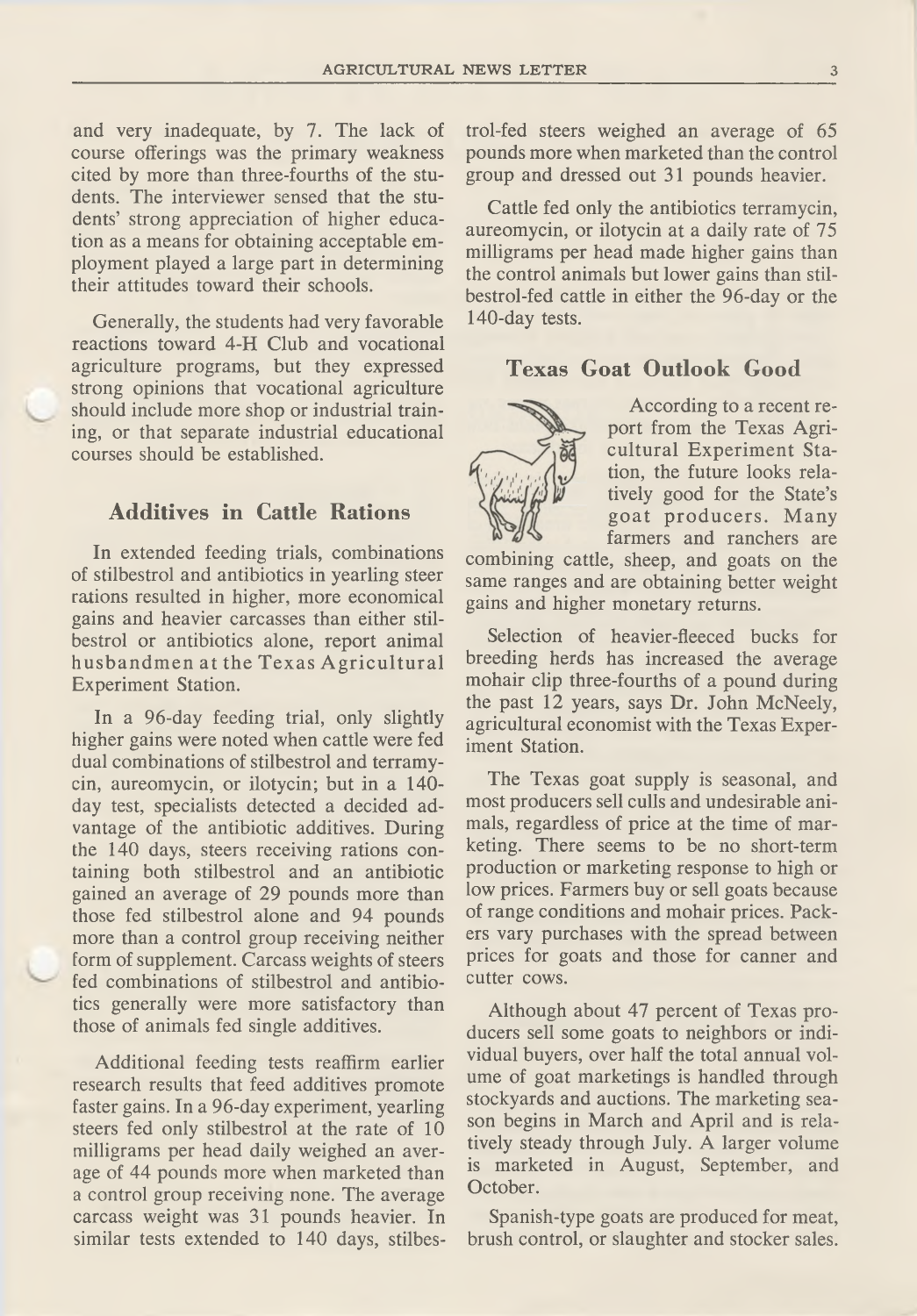and very inadequate, by 7. The lack of course offerings was the primary weakness cited by more than three-fourths of the students. The interviewer sensed that the students' strong appreciation of higher education as a means for obtaining acceptable employment played a large part in determining their attitudes toward their schools.

Generally, the students had very favorable reactions toward 4-H Club and vocational agriculture programs, but they expressed strong opinions that vocational agriculture should include more shop or industrial training, or that separate industrial educational courses should be established.

## Additives in Cattle Rations

In extended feeding trials, combinations of stilbestrol and antibiotics in yearling steer rations resulted in higher, more economical gains and heavier carcasses than either stilbestrol or antibiotics alone, report animal husbandmen at the Texas Agricultural Experiment Station.

In a 96-day feeding trial, only slightly higher gains were noted when cattle were fed dual combinations of stilbestrol and terramycin, aureomycin, or ilotycin; but in a 140-day test, specialists detected a decided advantage of the antibiotic additives. During the 140 days, steers receiving rations containing both stilbestrol and an antibiotic gained an average of 29 pounds more than those fed stilbestrol alone and 94 pounds more than a control group receiving neither form of supplement. Carcass weights of steers fed combinations of stilbestrol and antibiotics generally were more satisfactory than those of animals fed single additives.

Additional feeding tests reaffirm earlier research results that feed additives promote faster gains. In a 96-day experiment, yearling steers fed only stilbestrol at the rate of 10 milligrams per head daily weighed an average of 44 pounds more when marketed than a control group receiving none. The average carcass weight was 31 pounds heavier. In similar tests extended to 140 days, stilbestrol-fed steers weighed an average of 65 pounds more when marketed than the control group and dressed out 31 pounds heavier.

Cattle fed only the antibiotics terramycin, aureomycin, or ilotycin at a daily rate of 75 milligrams per head made higher gains than the control animals but lower gains than stilbestrol-fed cattle in either the 96-day or the 140-day tests.

## Texas Goat Outlook Good

According to a recent report from the Texas Agricultural Experiment Station, the future looks relatively good for the State's goat producers. Many farmers and ranchers are combining cattle, sheep, and goats on the same ranges and are obtaining better weight gains and higher monetary returns.

Selection of heavier-fleeced bucks for breeding herds has increased the average mohair clip three-fourths of a pound during the past 12 years, says Dr. John McNeely, agricultural economist with the Texas Experiment Station.

The Texas goat supply is seasonal, and most producers sell culls and undesirable animals, regardless of price at the time of marketing. There seems to be no short-term production or marketing response to high or low prices. Farmers buy or sell goats because of range conditions and mohair prices. Packers vary purchases with the spread between prices for goats and those for canner and cutter cows.

Although about 47 percent of Texas producers sell some goats to neighbors or individual buyers, over half the total annual volume of goat marketings is handled through stockyards and auctions. The marketing season begins in March and April and is relatively steady through July. A larger volume is marketed in August, September, and October.

Spanish-type goats are produced for meat, brush control, or slaughter and stocker sales.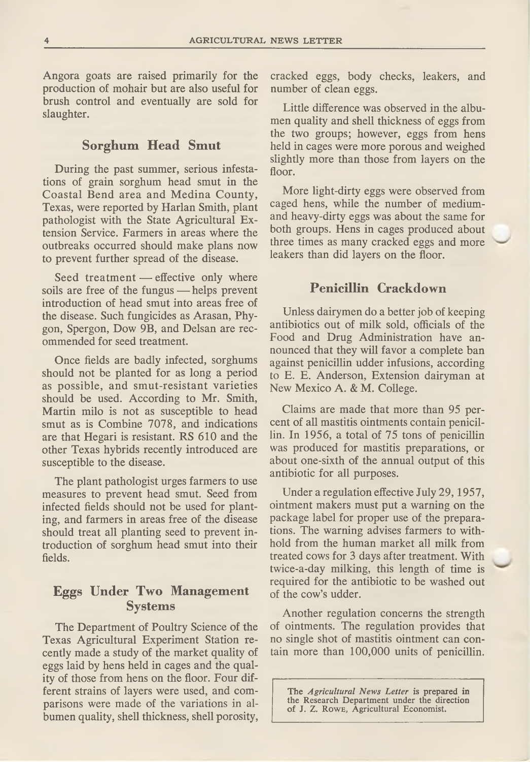Angora goats are raised primarily for the production of mohair but are also useful for brush control and eventually are sold for slaughter.

## Sorghum Head Smut

During the past summer, serious infestations of grain sorghum head smut in the Coastal Bend area and Medina County, Texas, were reported by Harlan Smith, plant pathologist with the State Agricultural Extension Service. Farmers in areas where the outbreaks occurred should make plans now to prevent further spread of the disease.

Seed treatment — effective only where soils are free of the fungus — helps prevent introduction of head smut into areas free of the disease. Such fungicides as Arasan, Phygon, Spergon, Dow 9B, and Delsan are recommended for seed treatment.

Once fields are badly infected, sorghums should not be planted for as long a period as possible, and smut-resistant varieties should be used. According to Mr. Smith, Martin milo is not as susceptible to head smut as is Combine 7078, and indications are that Hegari is resistant. RS 610 and the other Texas hybrids recently introduced are susceptible to the disease.

The plant pathologist urges farmers to use measures to prevent head smut. Seed from infected fields should not be used for planting, and farmers in areas free of the disease should treat all planting seed to prevent introduction of sorghum head smut into their fields.

## Eggs Under Two Management Systems

The Department of Poultry Science of the Texas Agricultural Experiment Station recently made a study of the market quality of eggs laid by hens held in cages and the quality of those from hens on the floor. Four different strains of layers were used, and comparisons were made of the variations in albumen quality, shell thickness, shell porosity, cracked eggs, body checks, leakers, and number of clean eggs.

Little difference was observed in the albumen quality and shell thickness of eggs from the two groups; however, eggs from hens held in cages were more porous and weighed slightly more than those from layers on the floor.

More light-dirty eggs were observed from caged hens, while the number of medium- and heavy-dirty eggs was about the same for both groups. Hens in cages produced about three times as many cracked eggs and more leakers than did layers on the floor.

## Penicillin Crackdown

Unless dairymen do a better job of keeping antibiotics out of milk sold, officials of the Food and Drug Administration have announced that they will favor a complete ban against penicillin udder infusions, according to E. E. Anderson, Extension dairyman at New Mexico A. & M. College.

Claims are made that more than 95 percent of all mastitis ointments contain penicillin. In 1956, a total of 75 tons of penicillin was produced for mastitis preparations, or about one-sixth of the annual output of this antibiotic for all purposes.

Under a regulation effective July 29, 1957, ointment makers must put a warning on the package label for proper use of the preparations. The warning advises farmers to withhold from the human market all milk from treated cows for 3 days after treatment. With twice-a-day milking, this length of time is required for the antibiotic to be washed out of the cow's udder.

Another regulation concerns the strength of ointments. The regulation provides that no single shot of mastitis ointment can contain more than 100,000 units of penicillin.

The *Agricultural News Letter* is prepared in the Research Department under the direction of J. Z. Rowe, Agricultural Economist.